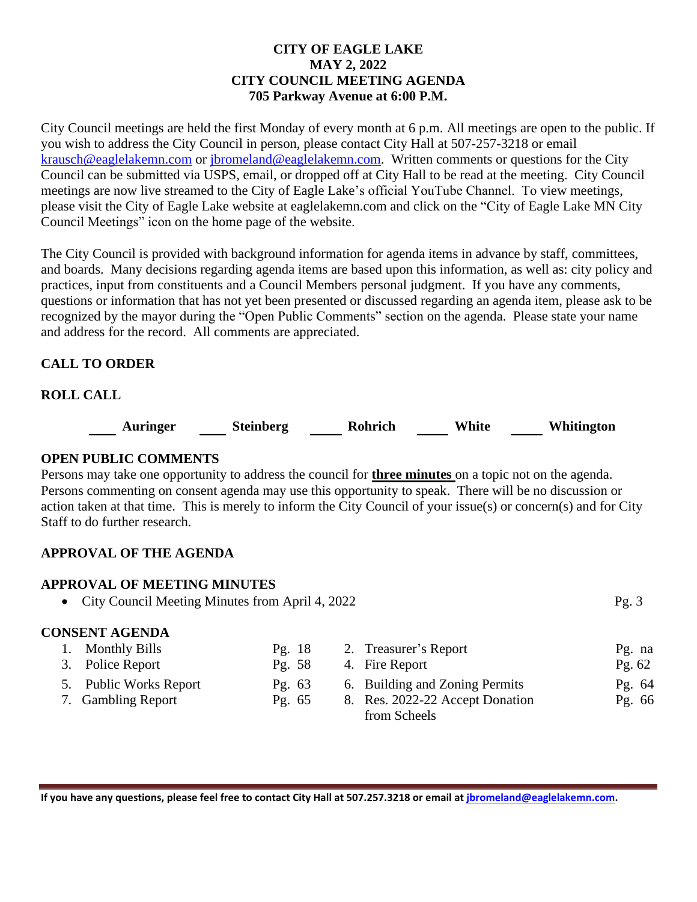# CITY OF EAGLE LAKE
## MAY 2, 2022
## CITY COUNCIL MEETING AGENDA
## 705 Parkway Avenue at 6:00 P.M.

City Council meetings are held the first Monday of every month at 6 p.m. All meetings are open to the public. If you wish to address the City Council in person, please contact City Hall at 507-257-3218 or email krausch@eaglelakemn.com or jbromeland@eaglelakemn.com. Written comments or questions for the City Council can be submitted via USPS, email, or dropped off at City Hall to be read at the meeting. City Council meetings are now live streamed to the City of Eagle Lake's official YouTube Channel. To view meetings, please visit the City of Eagle Lake website at eaglelakemn.com and click on the "City of Eagle Lake MN City Council Meetings" icon on the home page of the website.

The City Council is provided with background information for agenda items in advance by staff, committees, and boards. Many decisions regarding agenda items are based upon this information, as well as: city policy and practices, input from constituents and a Council Members personal judgment. If you have any comments, questions or information that has not yet been presented or discussed regarding an agenda item, please ask to be recognized by the mayor during the "Open Public Comments" section on the agenda. Please state your name and address for the record. All comments are appreciated.

**CALL TO ORDER**

**ROLL CALL**

____ **Auringer** ____ **Steinberg** ____ **Rohrich** ____ **White** ____ **Whitington**

**OPEN PUBLIC COMMENTS**

Persons may take one opportunity to address the council for **three minutes** on a topic not on the agenda. Persons commenting on consent agenda may use this opportunity to speak. There will be no discussion or action taken at that time. This is merely to inform the City Council of your issue(s) or concern(s) and for City Staff to do further research.

**APPROVAL OF THE AGENDA**

**APPROVAL OF MEETING MINUTES**

- City Council Meeting Minutes from April 4, 2022 — Pg. 3

**CONSENT AGENDA**

1. Monthly Bills — Pg. 18
2. Treasurer's Report — Pg. na
3. Police Report — Pg. 58
4. Fire Report — Pg. 62
5. Public Works Report — Pg. 63
6. Building and Zoning Permits — Pg. 64
7. Gambling Report — Pg. 65
8. Res. 2022-22 Accept Donation from Scheels — Pg. 66

**If you have any questions, please feel free to contact City Hall at 507.257.3218 or email at jbromeland@eaglelakemn.com.**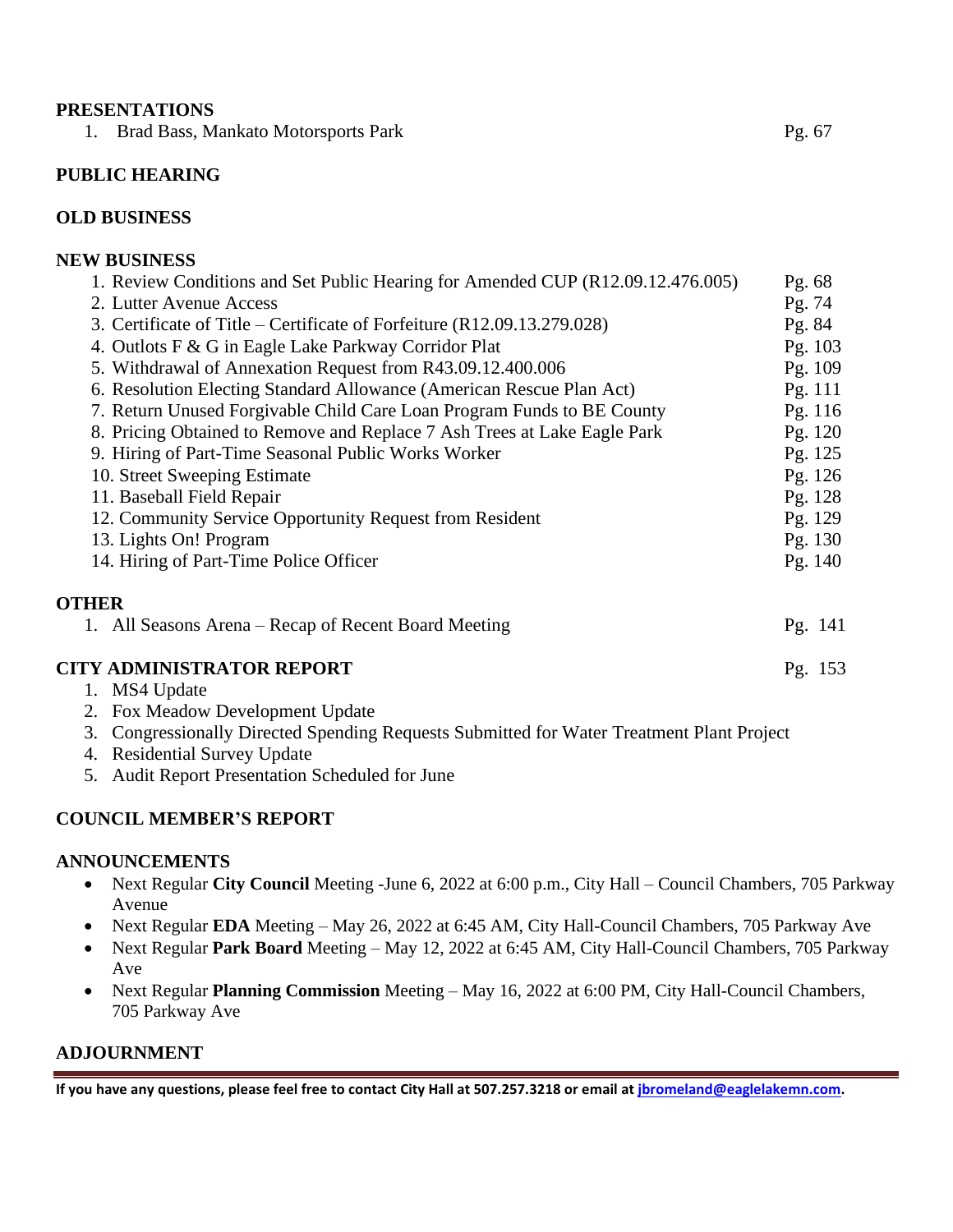## PRESENTATIONS

1. Brad Bass, Mankato Motorsports Park Pg. 67

## PUBLIC HEARING

## OLD BUSINESS

## NEW BUSINESS

1. Review Conditions and Set Public Hearing for Amended CUP (R12.09.12.476.005) Pg. 68
2. Lutter Avenue Access Pg. 74
3. Certificate of Title – Certificate of Forfeiture (R12.09.13.279.028) Pg. 84
4. Outlots F & G in Eagle Lake Parkway Corridor Plat Pg. 103
5. Withdrawal of Annexation Request from R43.09.12.400.006 Pg. 109
6. Resolution Electing Standard Allowance (American Rescue Plan Act) Pg. 111
7. Return Unused Forgivable Child Care Loan Program Funds to BE County Pg. 116
8. Pricing Obtained to Remove and Replace 7 Ash Trees at Lake Eagle Park Pg. 120
9. Hiring of Part-Time Seasonal Public Works Worker Pg. 125
10. Street Sweeping Estimate Pg. 126
11. Baseball Field Repair Pg. 128
12. Community Service Opportunity Request from Resident Pg. 129
13. Lights On! Program Pg. 130
14. Hiring of Part-Time Police Officer Pg. 140

## OTHER

1. All Seasons Arena – Recap of Recent Board Meeting Pg. 141

## CITY ADMINISTRATOR REPORT Pg. 153

1. MS4 Update
2. Fox Meadow Development Update
3. Congressionally Directed Spending Requests Submitted for Water Treatment Plant Project
4. Residential Survey Update
5. Audit Report Presentation Scheduled for June

## COUNCIL MEMBER'S REPORT

## ANNOUNCEMENTS

- Next Regular **City Council** Meeting -June 6, 2022 at 6:00 p.m., City Hall – Council Chambers, 705 Parkway Avenue
- Next Regular **EDA** Meeting – May 26, 2022 at 6:45 AM, City Hall-Council Chambers, 705 Parkway Ave
- Next Regular **Park Board** Meeting – May 12, 2022 at 6:45 AM, City Hall-Council Chambers, 705 Parkway Ave
- Next Regular **Planning Commission** Meeting – May 16, 2022 at 6:00 PM, City Hall-Council Chambers, 705 Parkway Ave

## ADJOURNMENT

**If you have any questions, please feel free to contact City Hall at 507.257.3218 or email at jbromeland@eaglelakemn.com.**